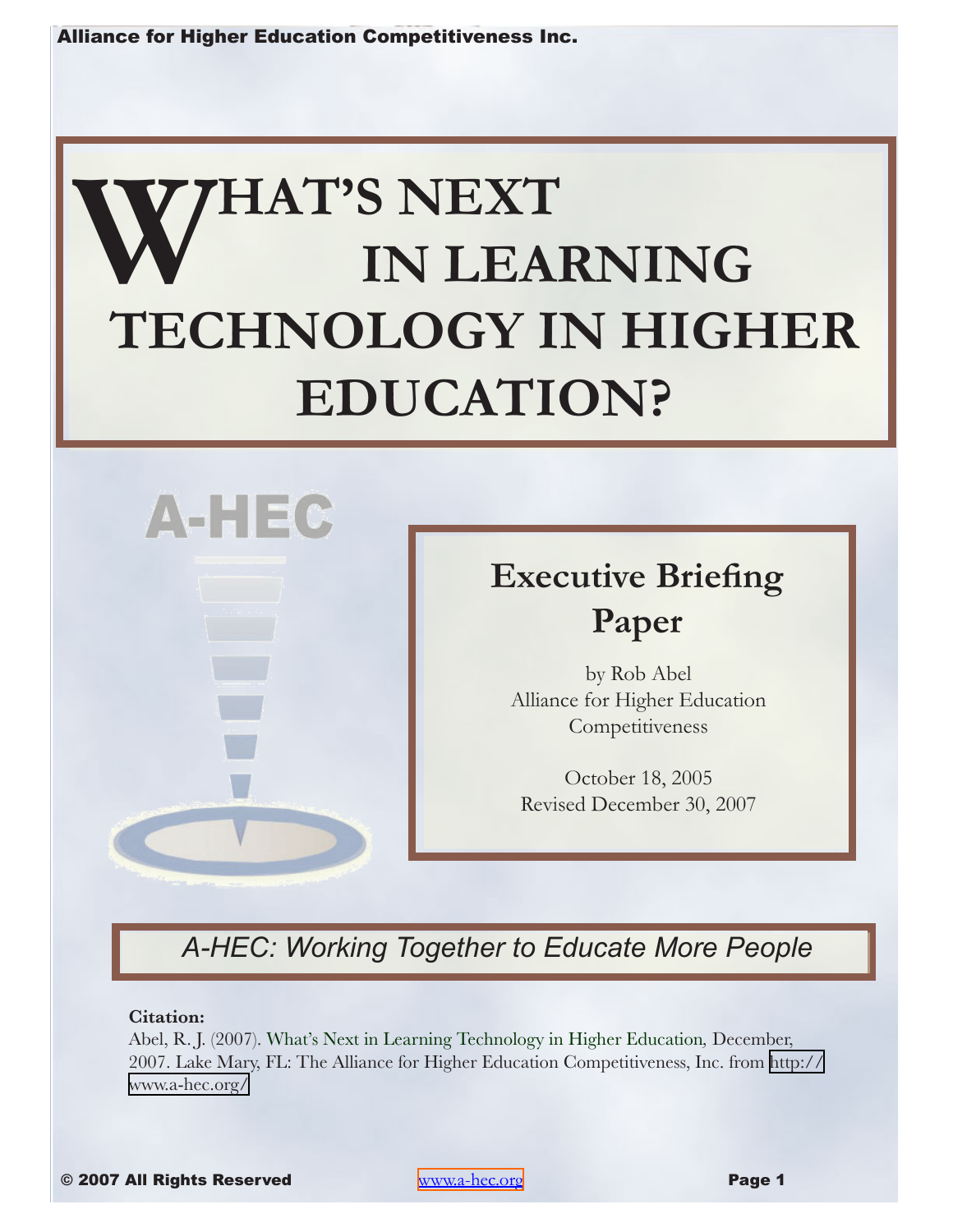Alliance for Higher Education Competitiveness Inc.

# WHAT'S NEXT IN LEARNING TECHNOLOGY IN HIGHER EDUCATION?

A-HEC

## Executive Briefing Paper

by Rob Abel
Alliance for Higher Education Competitiveness

October 18, 2005
Revised December 30, 2007

*A-HEC: Working Together to Educate More People*

**Citation:**
Abel, R. J. (2007). What's Next in Learning Technology in Higher Education, December, 2007. Lake Mary, FL: The Alliance for Higher Education Competitiveness, Inc. from http://www.a-hec.org/

© 2007 All Rights Reserved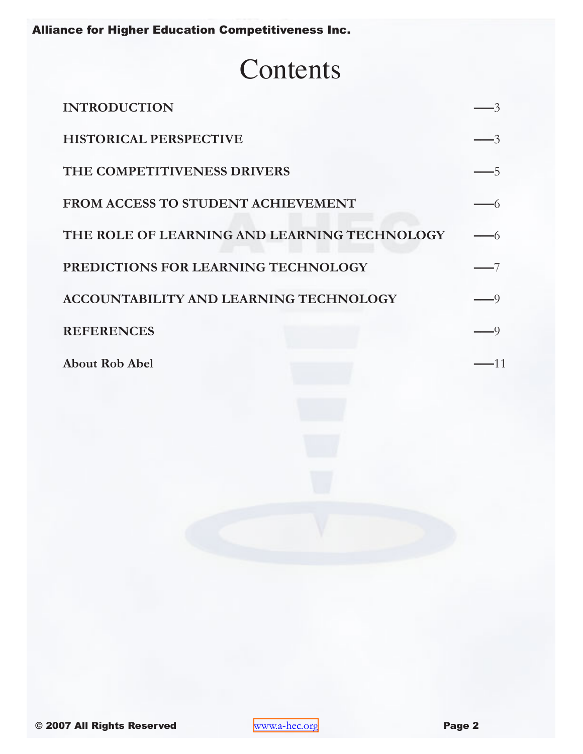# Contents

| | |
|---|---|
| **INTRODUCTION** | —3 |
| **HISTORICAL PERSPECTIVE** | —3 |
| **THE COMPETITIVENESS DRIVERS** | —5 |
| **FROM ACCESS TO STUDENT ACHIEVEMENT** | —6 |
| **THE ROLE OF LEARNING AND LEARNING TECHNOLOGY** | —6 |
| **PREDICTIONS FOR LEARNING TECHNOLOGY** | —7 |
| **ACCOUNTABILITY AND LEARNING TECHNOLOGY** | —9 |
| **REFERENCES** | —9 |
| **About Rob Abel** | —11 |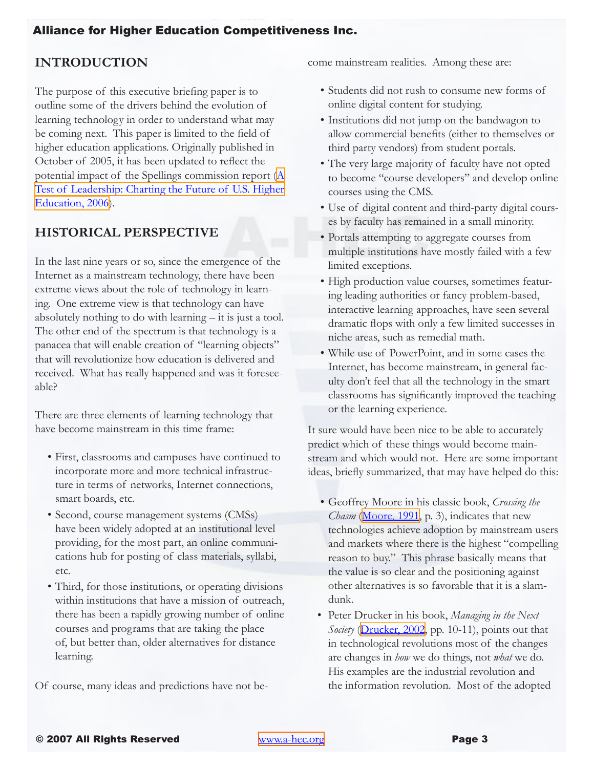## INTRODUCTION

The purpose of this executive briefing paper is to outline some of the drivers behind the evolution of learning technology in order to understand what may be coming next. This paper is limited to the field of higher education applications. Originally published in October of 2005, it has been updated to reflect the potential impact of the Spellings commission report (A Test of Leadership: Charting the Future of U.S. Higher Education, 2006).

## HISTORICAL PERSPECTIVE

In the last nine years or so, since the emergence of the Internet as a mainstream technology, there have been extreme views about the role of technology in learning. One extreme view is that technology can have absolutely nothing to do with learning – it is just a tool. The other end of the spectrum is that technology is a panacea that will enable creation of "learning objects" that will revolutionize how education is delivered and received. What has really happened and was it foreseeable?

There are three elements of learning technology that have become mainstream in this time frame:

- First, classrooms and campuses have continued to incorporate more and more technical infrastructure in terms of networks, Internet connections, smart boards, etc.
- Second, course management systems (CMSs) have been widely adopted at an institutional level providing, for the most part, an online communications hub for posting of class materials, syllabi, etc.
- Third, for those institutions, or operating divisions within institutions that have a mission of outreach, there has been a rapidly growing number of online courses and programs that are taking the place of, but better than, older alternatives for distance learning.

Of course, many ideas and predictions have not become mainstream realities. Among these are:

- Students did not rush to consume new forms of online digital content for studying.
- Institutions did not jump on the bandwagon to allow commercial benefits (either to themselves or third party vendors) from student portals.
- The very large majority of faculty have not opted to become "course developers" and develop online courses using the CMS.
- Use of digital content and third-party digital courses by faculty has remained in a small minority.
- Portals attempting to aggregate courses from multiple institutions have mostly failed with a few limited exceptions.
- High production value courses, sometimes featuring leading authorities or fancy problem-based, interactive learning approaches, have seen several dramatic flops with only a few limited successes in niche areas, such as remedial math.
- While use of PowerPoint, and in some cases the Internet, has become mainstream, in general faculty don't feel that all the technology in the smart classrooms has significantly improved the teaching or the learning experience.

It sure would have been nice to be able to accurately predict which of these things would become mainstream and which would not. Here are some important ideas, briefly summarized, that may have helped do this:

- Geoffrey Moore in his classic book, *Crossing the Chasm* (Moore, 1991, p. 3), indicates that new technologies achieve adoption by mainstream users and markets where there is the highest "compelling reason to buy." This phrase basically means that the value is so clear and the positioning against other alternatives is so favorable that it is a slam-dunk.
- Peter Drucker in his book, *Managing in the Next Society* (Drucker, 2002, pp. 10-11), points out that in technological revolutions most of the changes are changes in *how* we do things, not *what* we do. His examples are the industrial revolution and the information revolution. Most of the adopted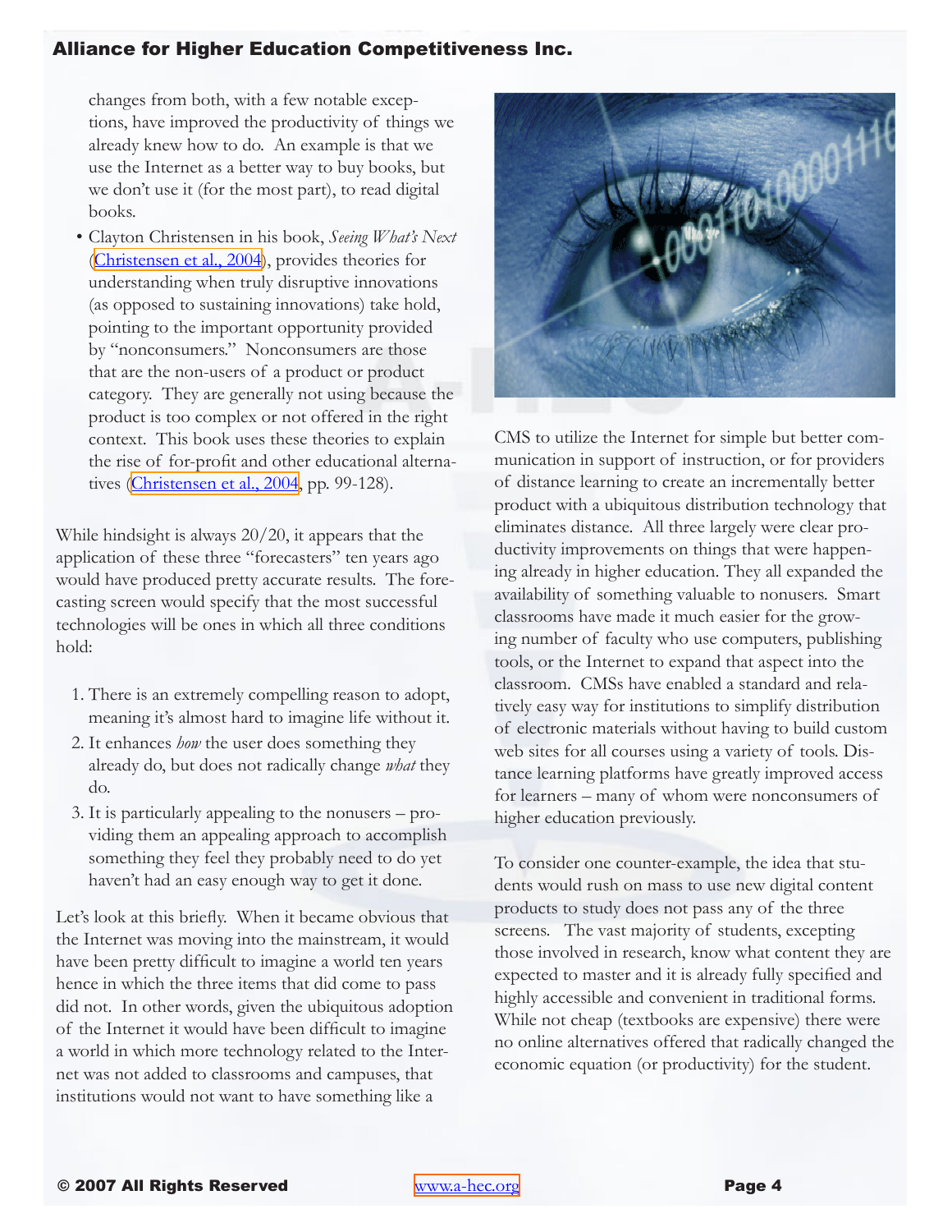changes from both, with a few notable exceptions, have improved the productivity of things we already knew how to do. An example is that we use the Internet as a better way to buy books, but we don't use it (for the most part), to read digital books.

- Clayton Christensen in his book, *Seeing What's Next* (Christensen et al., 2004), provides theories for understanding when truly disruptive innovations (as opposed to sustaining innovations) take hold, pointing to the important opportunity provided by "nonconsumers." Nonconsumers are those that are the non-users of a product or product category. They are generally not using because the product is too complex or not offered in the right context. This book uses these theories to explain the rise of for-profit and other educational alternatives (Christensen et al., 2004, pp. 99-128).

While hindsight is always 20/20, it appears that the application of these three "forecasters" ten years ago would have produced pretty accurate results. The forecasting screen would specify that the most successful technologies will be ones in which all three conditions hold:

1. There is an extremely compelling reason to adopt, meaning it's almost hard to imagine life without it.
2. It enhances *how* the user does something they already do, but does not radically change *what* they do.
3. It is particularly appealing to the nonusers – providing them an appealing approach to accomplish something they feel they probably need to do yet haven't had an easy enough way to get it done.

Let's look at this briefly. When it became obvious that the Internet was moving into the mainstream, it would have been pretty difficult to imagine a world ten years hence in which the three items that did come to pass did not. In other words, given the ubiquitous adoption of the Internet it would have been difficult to imagine a world in which more technology related to the Internet was not added to classrooms and campuses, that institutions would not want to have something like a CMS to utilize the Internet for simple but better communication in support of instruction, or for providers of distance learning to create an incrementally better product with a ubiquitous distribution technology that eliminates distance. All three largely were clear productivity improvements on things that were happening already in higher education. They all expanded the availability of something valuable to nonusers. Smart classrooms have made it much easier for the growing number of faculty who use computers, publishing tools, or the Internet to expand that aspect into the classroom. CMSs have enabled a standard and relatively easy way for institutions to simplify distribution of electronic materials without having to build custom web sites for all courses using a variety of tools. Distance learning platforms have greatly improved access for learners – many of whom were nonconsumers of higher education previously.

To consider one counter-example, the idea that students would rush on mass to use new digital content products to study does not pass any of the three screens. The vast majority of students, excepting those involved in research, know what content they are expected to master and it is already fully specified and highly accessible and convenient in traditional forms. While not cheap (textbooks are expensive) there were no online alternatives offered that radically changed the economic equation (or productivity) for the student.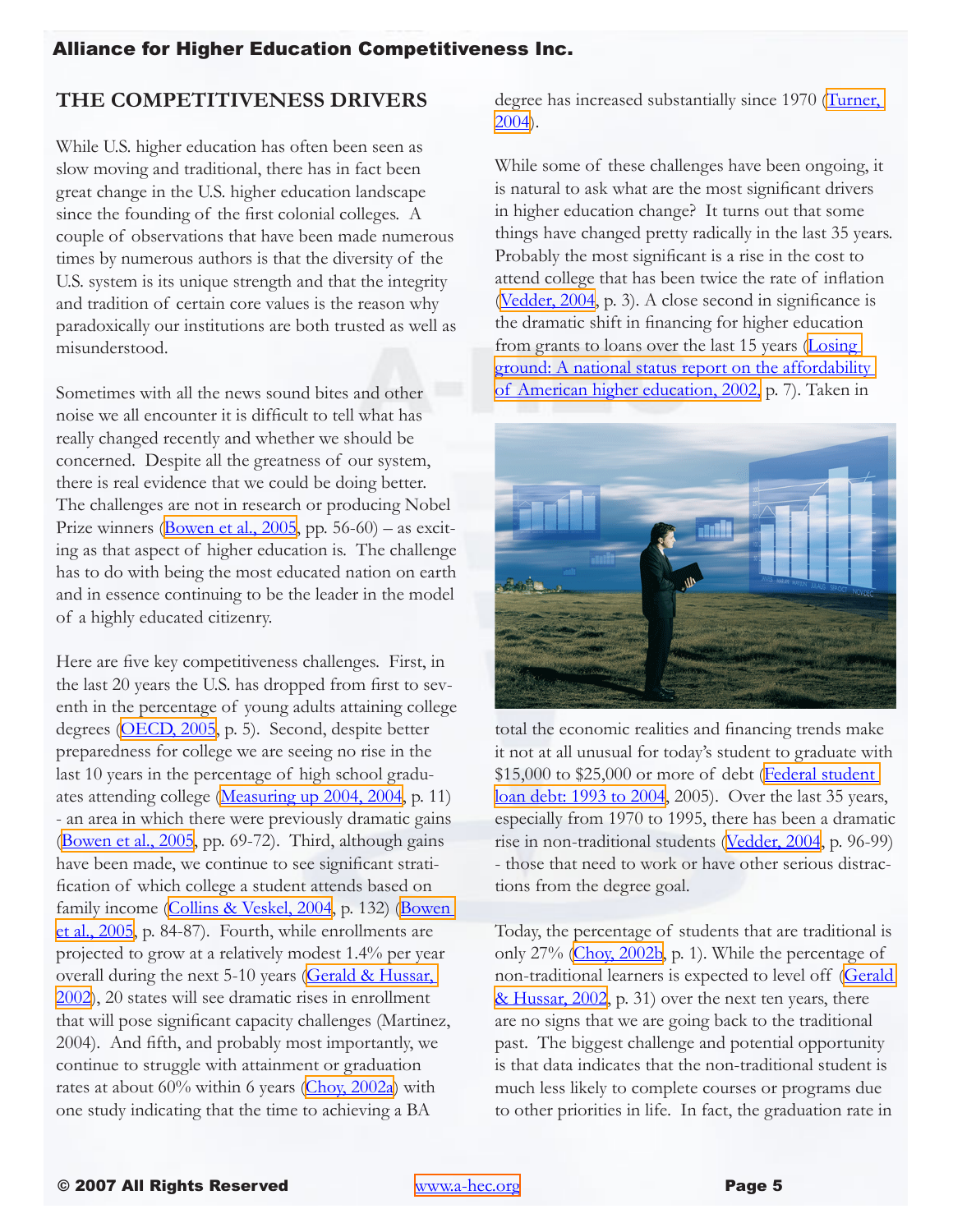## THE COMPETITIVENESS DRIVERS

While U.S. higher education has often been seen as slow moving and traditional, there has in fact been great change in the U.S. higher education landscape since the founding of the first colonial colleges. A couple of observations that have been made numerous times by numerous authors is that the diversity of the U.S. system is its unique strength and that the integrity and tradition of certain core values is the reason why paradoxically our institutions are both trusted as well as misunderstood.

Sometimes with all the news sound bites and other noise we all encounter it is difficult to tell what has really changed recently and whether we should be concerned. Despite all the greatness of our system, there is real evidence that we could be doing better. The challenges are not in research or producing Nobel Prize winners (Bowen et al., 2005, pp. 56-60) – as exciting as that aspect of higher education is. The challenge has to do with being the most educated nation on earth and in essence continuing to be the leader in the model of a highly educated citizenry.

Here are five key competitiveness challenges. First, in the last 20 years the U.S. has dropped from first to seventh in the percentage of young adults attaining college degrees (OECD, 2005, p. 5). Second, despite better preparedness for college we are seeing no rise in the last 10 years in the percentage of high school graduates attending college (Measuring up 2004, 2004, p. 11) - an area in which there were previously dramatic gains (Bowen et al., 2005, pp. 69-72). Third, although gains have been made, we continue to see significant stratification of which college a student attends based on family income (Collins & Veskel, 2004, p. 132) (Bowen et al., 2005, p. 84-87). Fourth, while enrollments are projected to grow at a relatively modest 1.4% per year overall during the next 5-10 years (Gerald & Hussar, 2002), 20 states will see dramatic rises in enrollment that will pose significant capacity challenges (Martinez, 2004). And fifth, and probably most importantly, we continue to struggle with attainment or graduation rates at about 60% within 6 years (Choy, 2002a) with one study indicating that the time to achieving a BA degree has increased substantially since 1970 (Turner, 2004).

While some of these challenges have been ongoing, it is natural to ask what are the most significant drivers in higher education change? It turns out that some things have changed pretty radically in the last 35 years. Probably the most significant is a rise in the cost to attend college that has been twice the rate of inflation (Vedder, 2004, p. 3). A close second in significance is the dramatic shift in financing for higher education from grants to loans over the last 15 years (Losing ground: A national status report on the affordability of American higher education, 2002, p. 7). Taken in total the economic realities and financing trends make it not at all unusual for today's student to graduate with $15,000 to $25,000 or more of debt (Federal student loan debt: 1993 to 2004, 2005). Over the last 35 years, especially from 1970 to 1995, there has been a dramatic rise in non-traditional students (Vedder, 2004, p. 96-99) - those that need to work or have other serious distractions from the degree goal.

Today, the percentage of students that are traditional is only 27% (Choy, 2002b, p. 1). While the percentage of non-traditional learners is expected to level off (Gerald & Hussar, 2002, p. 31) over the next ten years, there are no signs that we are going back to the traditional past. The biggest challenge and potential opportunity is that data indicates that the non-traditional student is much less likely to complete courses or programs due to other priorities in life. In fact, the graduation rate in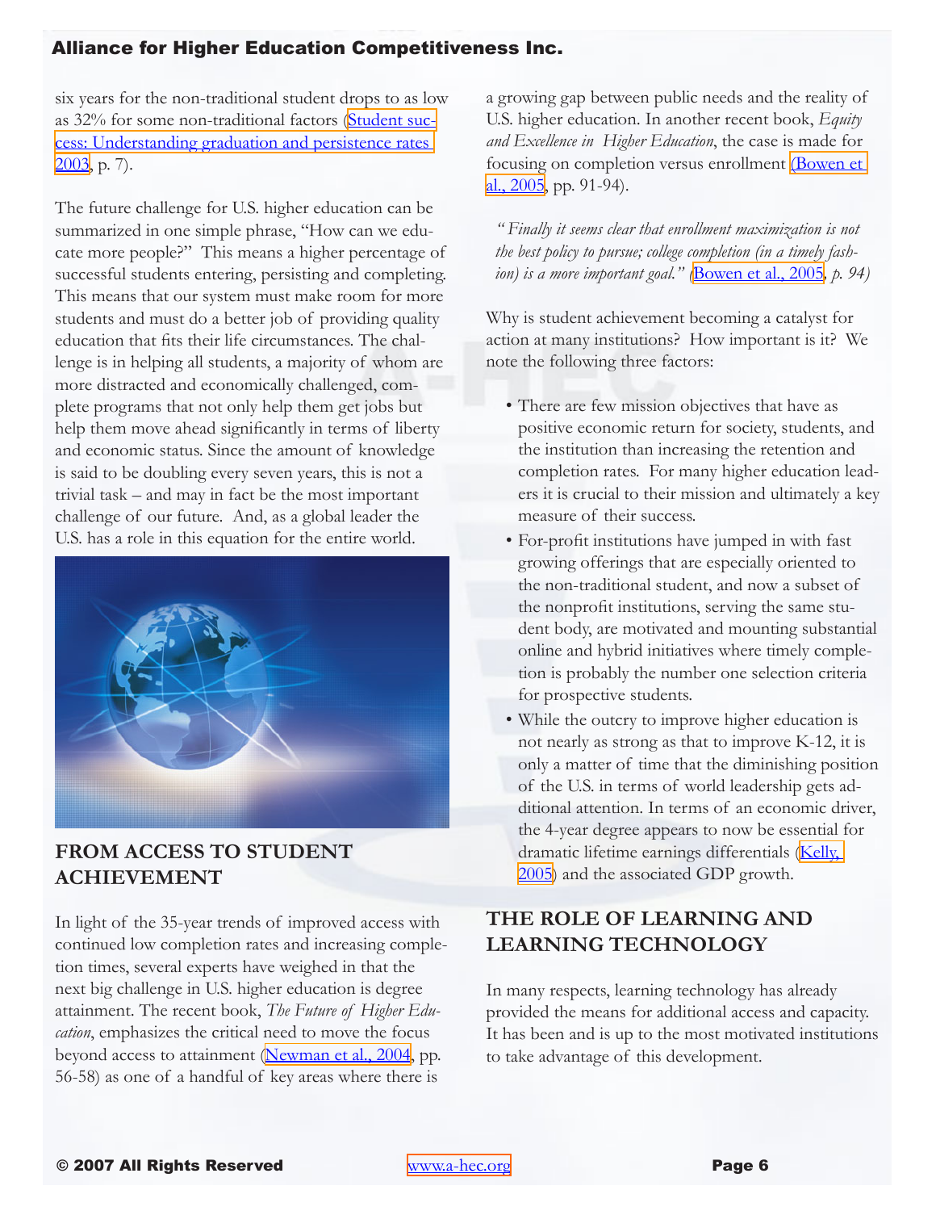six years for the non-traditional student drops to as low as 32% for some non-traditional factors (Student success: Understanding graduation and persistence rates 2003, p. 7).

The future challenge for U.S. higher education can be summarized in one simple phrase, "How can we educate more people?" This means a higher percentage of successful students entering, persisting and completing. This means that our system must make room for more students and must do a better job of providing quality education that fits their life circumstances. The challenge is in helping all students, a majority of whom are more distracted and economically challenged, complete programs that not only help them get jobs but help them move ahead significantly in terms of liberty and economic status. Since the amount of knowledge is said to be doubling every seven years, this is not a trivial task – and may in fact be the most important challenge of our future. And, as a global leader the U.S. has a role in this equation for the entire world.

## FROM ACCESS TO STUDENT ACHIEVEMENT

In light of the 35-year trends of improved access with continued low completion rates and increasing completion times, several experts have weighed in that the next big challenge in U.S. higher education is degree attainment. The recent book, *The Future of Higher Education*, emphasizes the critical need to move the focus beyond access to attainment (Newman et al., 2004, pp. 56-58) as one of a handful of key areas where there is a growing gap between public needs and the reality of U.S. higher education. In another recent book, *Equity and Excellence in Higher Education*, the case is made for focusing on completion versus enrollment (Bowen et al., 2005, pp. 91-94).

> *"Finally it seems clear that enrollment maximization is not the best policy to pursue; college completion (in a timely fashion) is a more important goal."* (Bowen et al., 2005, *p. 94)*

Why is student achievement becoming a catalyst for action at many institutions? How important is it? We note the following three factors:

- There are few mission objectives that have as positive economic return for society, students, and the institution than increasing the retention and completion rates. For many higher education leaders it is crucial to their mission and ultimately a key measure of their success.
- For-profit institutions have jumped in with fast growing offerings that are especially oriented to the non-traditional student, and now a subset of the nonprofit institutions, serving the same student body, are motivated and mounting substantial online and hybrid initiatives where timely completion is probably the number one selection criteria for prospective students.
- While the outcry to improve higher education is not nearly as strong as that to improve K-12, it is only a matter of time that the diminishing position of the U.S. in terms of world leadership gets additional attention. In terms of an economic driver, the 4-year degree appears to now be essential for dramatic lifetime earnings differentials (Kelly, 2005) and the associated GDP growth.

## THE ROLE OF LEARNING AND LEARNING TECHNOLOGY

In many respects, learning technology has already provided the means for additional access and capacity. It has been and is up to the most motivated institutions to take advantage of this development.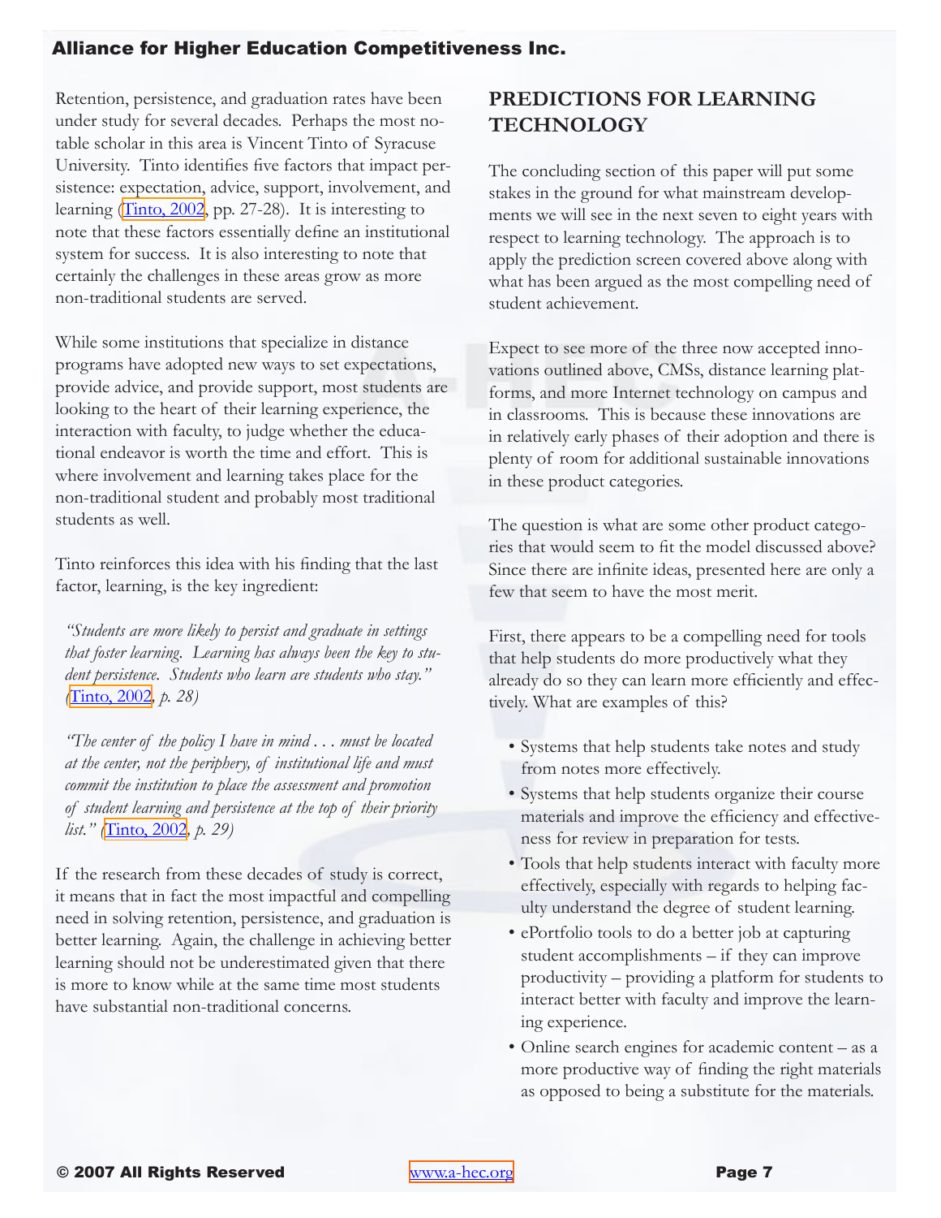Retention, persistence, and graduation rates have been under study for several decades. Perhaps the most notable scholar in this area is Vincent Tinto of Syracuse University. Tinto identifies five factors that impact persistence: expectation, advice, support, involvement, and learning (Tinto, 2002, pp. 27-28). It is interesting to note that these factors essentially define an institutional system for success. It is also interesting to note that certainly the challenges in these areas grow as more non-traditional students are served.

While some institutions that specialize in distance programs have adopted new ways to set expectations, provide advice, and provide support, most students are looking to the heart of their learning experience, the interaction with faculty, to judge whether the educational endeavor is worth the time and effort. This is where involvement and learning takes place for the non-traditional student and probably most traditional students as well.

Tinto reinforces this idea with his finding that the last factor, learning, is the key ingredient:

> *"Students are more likely to persist and graduate in settings that foster learning. Learning has always been the key to student persistence. Students who learn are students who stay."* (Tinto, 2002, *p. 28)*

> *"The center of the policy I have in mind . . . must be located at the center, not the periphery, of institutional life and must commit the institution to place the assessment and promotion of student learning and persistence at the top of their priority list."* (Tinto, 2002, *p. 29)*

If the research from these decades of study is correct, it means that in fact the most impactful and compelling need in solving retention, persistence, and graduation is better learning. Again, the challenge in achieving better learning should not be underestimated given that there is more to know while at the same time most students have substantial non-traditional concerns.

## PREDICTIONS FOR LEARNING TECHNOLOGY

The concluding section of this paper will put some stakes in the ground for what mainstream developments we will see in the next seven to eight years with respect to learning technology. The approach is to apply the prediction screen covered above along with what has been argued as the most compelling need of student achievement.

Expect to see more of the three now accepted innovations outlined above, CMSs, distance learning platforms, and more Internet technology on campus and in classrooms. This is because these innovations are in relatively early phases of their adoption and there is plenty of room for additional sustainable innovations in these product categories.

The question is what are some other product categories that would seem to fit the model discussed above? Since there are infinite ideas, presented here are only a few that seem to have the most merit.

First, there appears to be a compelling need for tools that help students do more productively what they already do so they can learn more efficiently and effectively. What are examples of this?

- Systems that help students take notes and study from notes more effectively.
- Systems that help students organize their course materials and improve the efficiency and effectiveness for review in preparation for tests.
- Tools that help students interact with faculty more effectively, especially with regards to helping faculty understand the degree of student learning.
- ePortfolio tools to do a better job at capturing student accomplishments – if they can improve productivity – providing a platform for students to interact better with faculty and improve the learning experience.
- Online search engines for academic content – as a more productive way of finding the right materials as opposed to being a substitute for the materials.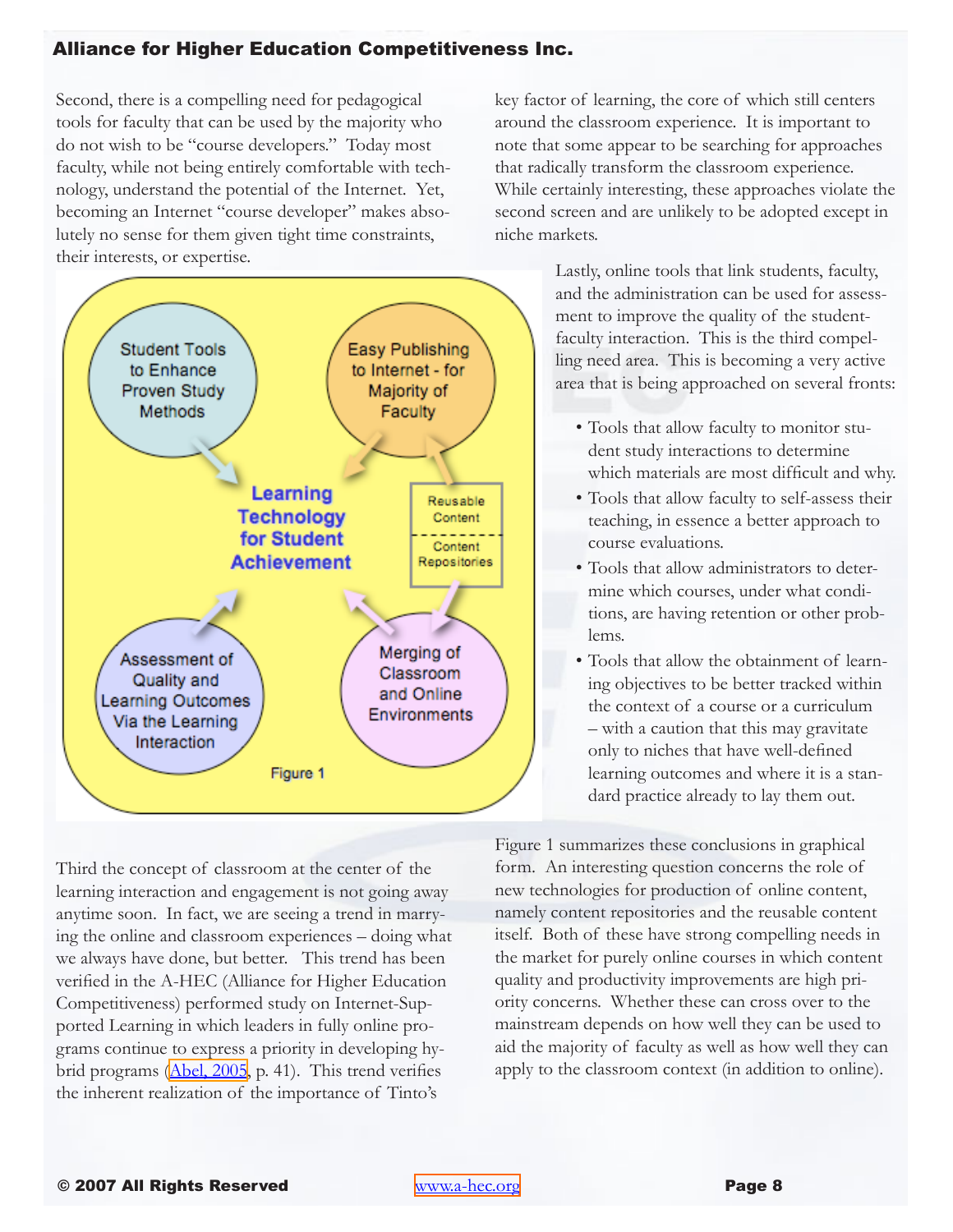Second, there is a compelling need for pedagogical tools for faculty that can be used by the majority who do not wish to be "course developers." Today most faculty, while not being entirely comfortable with technology, understand the potential of the Internet. Yet, becoming an Internet "course developer" makes absolutely no sense for them given tight time constraints, their interests, or expertise.

Student Tools to Enhance Proven Study Methods

Easy Publishing to Internet - for Majority of Faculty

Learning Technology for Student Achievement

Reusable Content

Content Repositories

Assessment of Quality and Learning Outcomes Via the Learning Interaction

Merging of Classroom and Online Environments

Figure 1

Third the concept of classroom at the center of the learning interaction and engagement is not going away anytime soon. In fact, we are seeing a trend in marrying the online and classroom experiences – doing what we always have done, but better. This trend has been verified in the A-HEC (Alliance for Higher Education Competitiveness) performed study on Internet-Supported Learning in which leaders in fully online programs continue to express a priority in developing hybrid programs (Abel, 2005, p. 41). This trend verifies the inherent realization of the importance of Tinto's key factor of learning, the core of which still centers around the classroom experience. It is important to note that some appear to be searching for approaches that radically transform the classroom experience. While certainly interesting, these approaches violate the second screen and are unlikely to be adopted except in niche markets.

Lastly, online tools that link students, faculty, and the administration can be used for assessment to improve the quality of the student-faculty interaction. This is the third compelling need area. This is becoming a very active area that is being approached on several fronts:

- Tools that allow faculty to monitor student study interactions to determine which materials are most difficult and why.
- Tools that allow faculty to self-assess their teaching, in essence a better approach to course evaluations.
- Tools that allow administrators to determine which courses, under what conditions, are having retention or other problems.
- Tools that allow the obtainment of learning objectives to be better tracked within the context of a course or a curriculum – with a caution that this may gravitate only to niches that have well-defined learning outcomes and where it is a standard practice already to lay them out.

Figure 1 summarizes these conclusions in graphical form. An interesting question concerns the role of new technologies for production of online content, namely content repositories and the reusable content itself. Both of these have strong compelling needs in the market for purely online courses in which content quality and productivity improvements are high priority concerns. Whether these can cross over to the mainstream depends on how well they can be used to aid the majority of faculty as well as how well they can apply to the classroom context (in addition to online).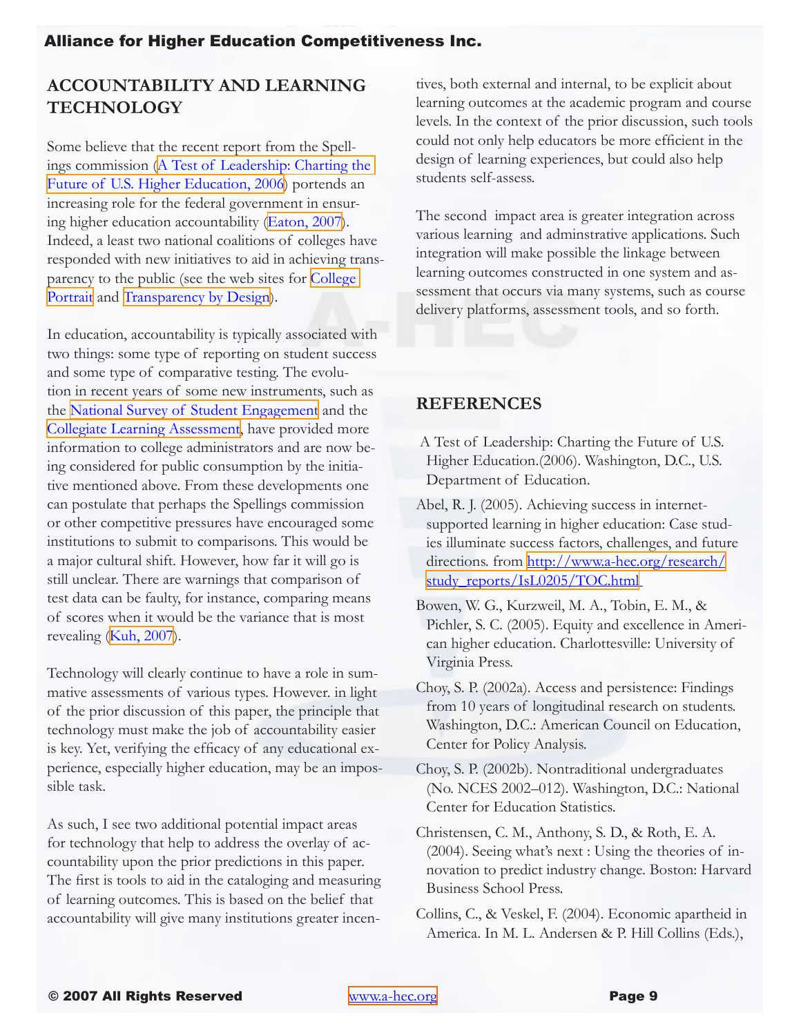## ACCOUNTABILITY AND LEARNING TECHNOLOGY

Some believe that the recent report from the Spellings commission (A Test of Leadership: Charting the Future of U.S. Higher Education, 2006) portends an increasing role for the federal government in ensuring higher education accountability (Eaton, 2007). Indeed, a least two national coalitions of colleges have responded with new initiatives to aid in achieving transparency to the public (see the web sites for College Portrait and Transparency by Design).

In education, accountability is typically associated with two things: some type of reporting on student success and some type of comparative testing. The evolution in recent years of some new instruments, such as the National Survey of Student Engagement and the Collegiate Learning Assessment, have provided more information to college administrators and are now being considered for public consumption by the initiative mentioned above. From these developments one can postulate that perhaps the Spellings commission or other competitive pressures have encouraged some institutions to submit to comparisons. This would be a major cultural shift. However, how far it will go is still unclear. There are warnings that comparison of test data can be faulty, for instance, comparing means of scores when it would be the variance that is most revealing (Kuh, 2007).

Technology will clearly continue to have a role in summative assessments of various types. However. in light of the prior discussion of this paper, the principle that technology must make the job of accountability easier is key. Yet, verifying the efficacy of any educational experience, especially higher education, may be an impossible task.

As such, I see two additional potential impact areas for technology that help to address the overlay of accountability upon the prior predictions in this paper. The first is tools to aid in the cataloging and measuring of learning outcomes. This is based on the belief that accountability will give many institutions greater incentives, both external and internal, to be explicit about learning outcomes at the academic program and course levels. In the context of the prior discussion, such tools could not only help educators be more efficient in the design of learning experiences, but could also help students self-assess.

The second impact area is greater integration across various learning and adminstrative applications. Such integration will make possible the linkage between learning outcomes constructed in one system and assessment that occurs via many systems, such as course delivery platforms, assessment tools, and so forth.

## REFERENCES

A Test of Leadership: Charting the Future of U.S. Higher Education.(2006). Washington, D.C., U.S. Department of Education.

Abel, R. J. (2005). Achieving success in internet-supported learning in higher education: Case studies illuminate success factors, challenges, and future directions. from http://www.a-hec.org/research/study_reports/IsL0205/TOC.html

Bowen, W. G., Kurzweil, M. A., Tobin, E. M., & Pichler, S. C. (2005). Equity and excellence in American higher education. Charlottesville: University of Virginia Press.

Choy, S. P. (2002a). Access and persistence: Findings from 10 years of longitudinal research on students. Washington, D.C.: American Council on Education, Center for Policy Analysis.

Choy, S. P. (2002b). Nontraditional undergraduates (No. NCES 2002–012). Washington, D.C.: National Center for Education Statistics.

Christensen, C. M., Anthony, S. D., & Roth, E. A. (2004). Seeing what's next : Using the theories of innovation to predict industry change. Boston: Harvard Business School Press.

Collins, C., & Veskel, F. (2004). Economic apartheid in America. In M. L. Andersen & P. Hill Collins (Eds.),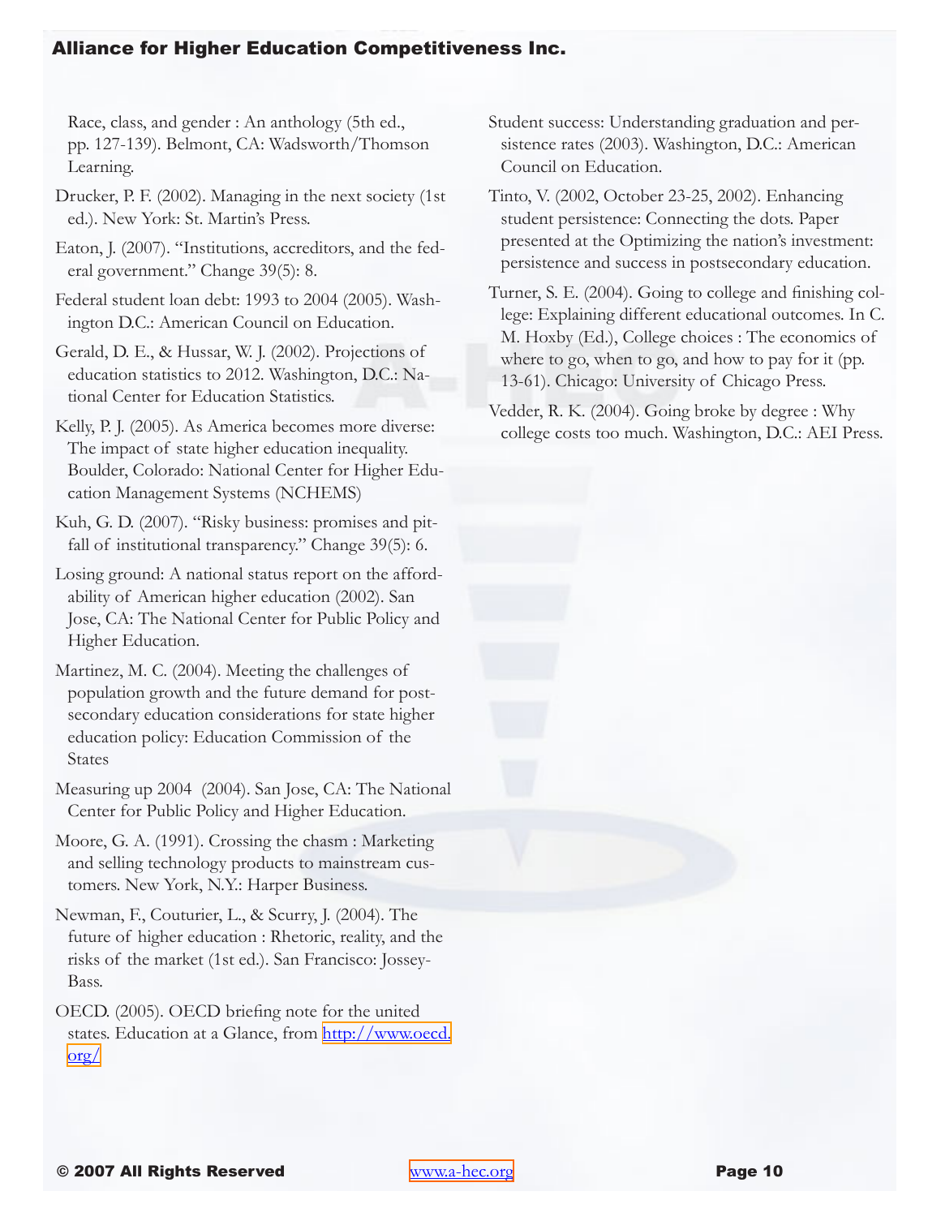Race, class, and gender : An anthology (5th ed., pp. 127-139). Belmont, CA: Wadsworth/Thomson Learning.

Drucker, P. F. (2002). Managing in the next society (1st ed.). New York: St. Martin's Press.

Eaton, J. (2007). "Institutions, accreditors, and the federal government." Change 39(5): 8.

Federal student loan debt: 1993 to 2004 (2005). Washington D.C.: American Council on Education.

Gerald, D. E., & Hussar, W. J. (2002). Projections of education statistics to 2012. Washington, D.C.: National Center for Education Statistics.

Kelly, P. J. (2005). As America becomes more diverse: The impact of state higher education inequality. Boulder, Colorado: National Center for Higher Education Management Systems (NCHEMS)

Kuh, G. D. (2007). "Risky business: promises and pitfall of institutional transparency." Change 39(5): 6.

Losing ground: A national status report on the affordability of American higher education (2002). San Jose, CA: The National Center for Public Policy and Higher Education.

Martinez, M. C. (2004). Meeting the challenges of population growth and the future demand for postsecondary education considerations for state higher education policy: Education Commission of the States

Measuring up 2004 (2004). San Jose, CA: The National Center for Public Policy and Higher Education.

Moore, G. A. (1991). Crossing the chasm : Marketing and selling technology products to mainstream customers. New York, N.Y.: Harper Business.

Newman, F., Couturier, L., & Scurry, J. (2004). The future of higher education : Rhetoric, reality, and the risks of the market (1st ed.). San Francisco: Jossey-Bass.

OECD. (2005). OECD briefing note for the united states. Education at a Glance, from http://www.oecd.org/

Student success: Understanding graduation and persistence rates (2003). Washington, D.C.: American Council on Education.

Tinto, V. (2002, October 23-25, 2002). Enhancing student persistence: Connecting the dots. Paper presented at the Optimizing the nation's investment: persistence and success in postsecondary education.

Turner, S. E. (2004). Going to college and finishing college: Explaining different educational outcomes. In C. M. Hoxby (Ed.), College choices : The economics of where to go, when to go, and how to pay for it (pp. 13-61). Chicago: University of Chicago Press.

Vedder, R. K. (2004). Going broke by degree : Why college costs too much. Washington, D.C.: AEI Press.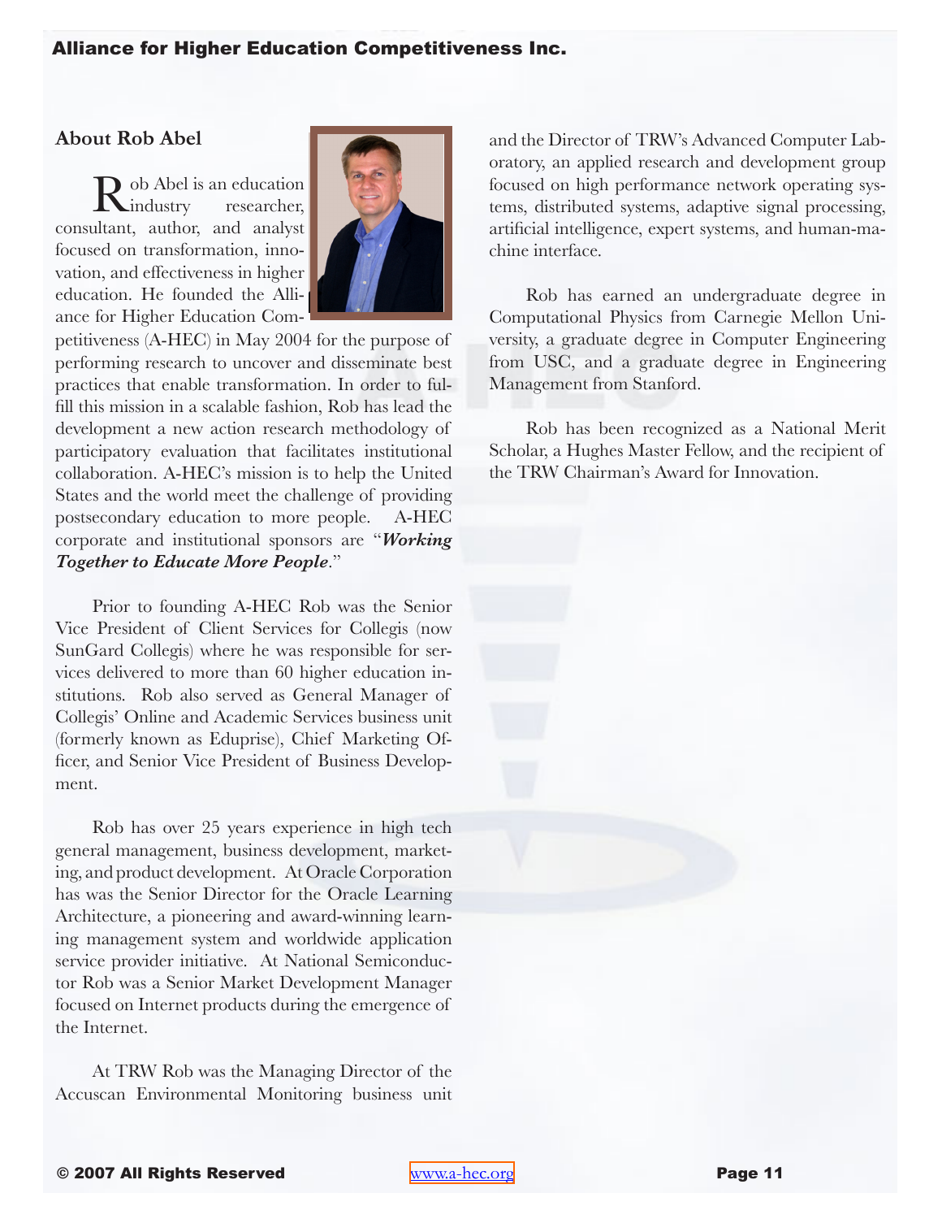## About Rob Abel

Rob Abel is an education industry researcher, consultant, author, and analyst focused on transformation, innovation, and effectiveness in higher education. He founded the Alliance for Higher Education Competitiveness (A-HEC) in May 2004 for the purpose of performing research to uncover and disseminate best practices that enable transformation. In order to fulfill this mission in a scalable fashion, Rob has lead the development a new action research methodology of participatory evaluation that facilitates institutional collaboration. A-HEC's mission is to help the United States and the world meet the challenge of providing postsecondary education to more people. A-HEC corporate and institutional sponsors are "***Working Together to Educate More People***."

Prior to founding A-HEC Rob was the Senior Vice President of Client Services for Collegis (now SunGard Collegis) where he was responsible for services delivered to more than 60 higher education institutions. Rob also served as General Manager of Collegis' Online and Academic Services business unit (formerly known as Eduprise), Chief Marketing Officer, and Senior Vice President of Business Development.

Rob has over 25 years experience in high tech general management, business development, marketing, and product development. At Oracle Corporation has was the Senior Director for the Oracle Learning Architecture, a pioneering and award-winning learning management system and worldwide application service provider initiative. At National Semiconductor Rob was a Senior Market Development Manager focused on Internet products during the emergence of the Internet.

At TRW Rob was the Managing Director of the Accuscan Environmental Monitoring business unit and the Director of TRW's Advanced Computer Laboratory, an applied research and development group focused on high performance network operating systems, distributed systems, adaptive signal processing, artificial intelligence, expert systems, and human-machine interface.

Rob has earned an undergraduate degree in Computational Physics from Carnegie Mellon University, a graduate degree in Computer Engineering from USC, and a graduate degree in Engineering Management from Stanford.

Rob has been recognized as a National Merit Scholar, a Hughes Master Fellow, and the recipient of the TRW Chairman's Award for Innovation.